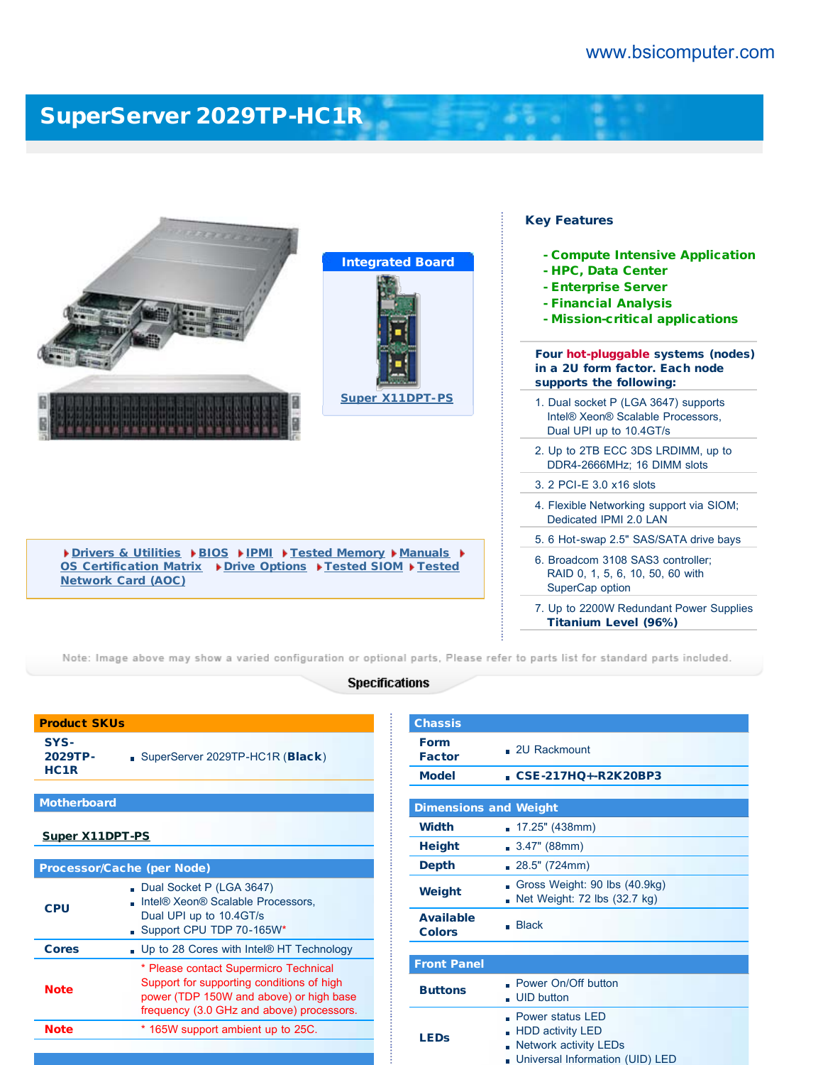www.bsicomputer.com

# SuperServer 2029TP-HC1R

**Integrated Board**

Super X11DPT-PS

Drivers & Utilities | BIOS | IPMI | Tested Memory | Manuals | OS Certification Matrix | Drive Options | Tested SIOM | Tested Network Card (AOC)

## Key Features

- Compute Intensive Application
- HPC, Data Center
- Enterprise Server
- Financial Analysis
- Mission-critical applications

**Four hot-pluggable systems (nodes) in a 2U form factor. Each node supports the following:**

1. Dual socket P (LGA 3647) supports Intel® Xeon® Scalable Processors, Dual UPI up to 10.4GT/s
2. Up to 2TB ECC 3DS LRDIMM, up to DDR4-2666MHz; 16 DIMM slots
3. 2 PCI-E 3.0 x16 slots
4. Flexible Networking support via SIOM; Dedicated IPMI 2.0 LAN
5. 6 Hot-swap 2.5" SAS/SATA drive bays
6. Broadcom 3108 SAS3 controller; RAID 0, 1, 5, 6, 10, 50, 60 with SuperCap option
7. Up to 2200W Redundant Power Supplies **Titanium Level (96%)**

Note: Image above may show a varied configuration or optional parts. Please refer to parts list for standard parts included.

## Specifications

| Product SKUs | |
|---|---|
| SYS-2029TP-HC1R | SuperServer 2029TP-HC1R (**Black**) |

| Motherboard |
|---|
| Super X11DPT-PS |

| Processor/Cache (per Node) | |
|---|---|
| CPU | Dual Socket P (LGA 3647)<br>Intel® Xeon® Scalable Processors, Dual UPI up to 10.4GT/s<br>Support CPU TDP 70-165W* |
| Cores | Up to 28 Cores with Intel® HT Technology |
| Note | * Please contact Supermicro Technical Support for supporting conditions of high power (TDP 150W and above) or high base frequency (3.0 GHz and above) processors. |
| Note | * 165W support ambient up to 25C. |

| Chassis | |
|---|---|
| Form Factor | 2U Rackmount |
| Model | **CSE-217HQ+-R2K20BP3** |

| Dimensions and Weight | |
|---|---|
| Width | 17.25" (438mm) |
| Height | 3.47" (88mm) |
| Depth | 28.5" (724mm) |
| Weight | Gross Weight: 90 lbs (40.9kg)<br>Net Weight: 72 lbs (32.7 kg) |
| Available Colors | Black |

| Front Panel | |
|---|---|
| Buttons | Power On/Off button<br>UID button |
| LEDs | Power status LED<br>HDD activity LED<br>Network activity LEDs<br>Universal Information (UID) LED |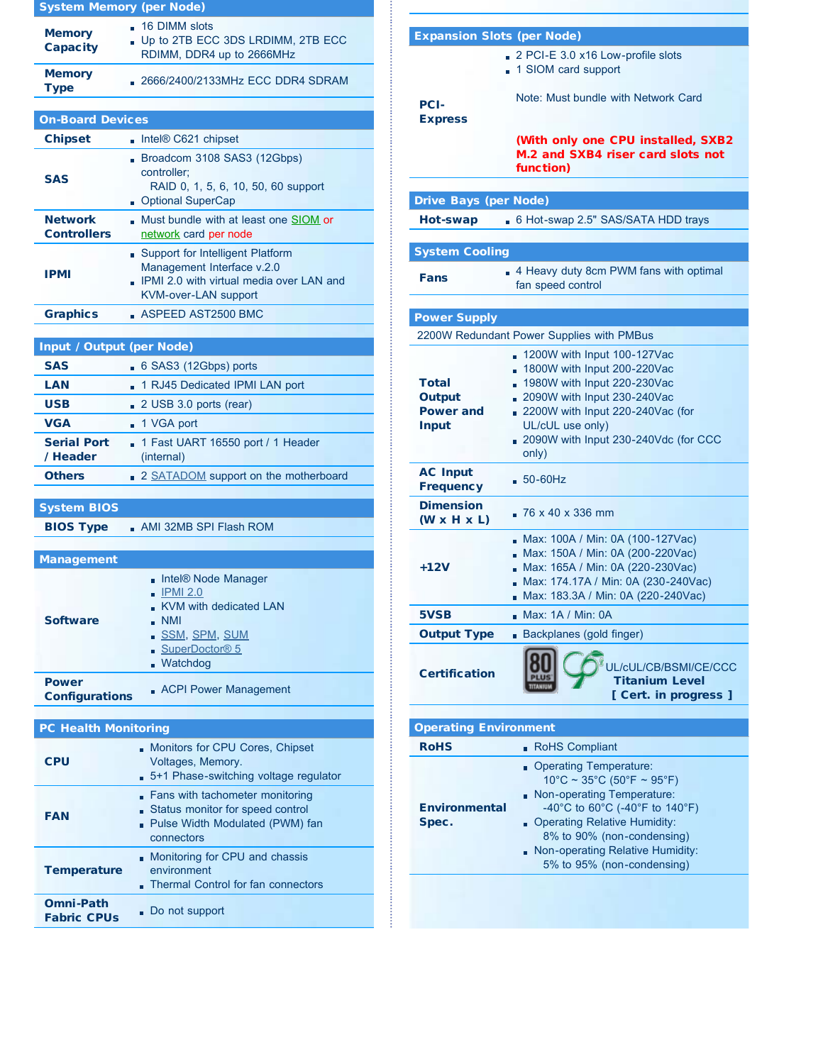## System Memory (per Node)

| | |
|---|---|
| **Memory Capacity** | - 16 DIMM slots<br>- Up to 2TB ECC 3DS LRDIMM, 2TB ECC RDIMM, DDR4 up to 2666MHz |
| **Memory Type** | - 2666/2400/2133MHz ECC DDR4 SDRAM |

## On-Board Devices

| | |
|---|---|
| **Chipset** | - Intel® C621 chipset |
| **SAS** | - Broadcom 3108 SAS3 (12Gbps) controller; RAID 0, 1, 5, 6, 10, 50, 60 support<br>- Optional SuperCap |
| **Network Controllers** | - Must bundle with at least one SIOM or network card per node |
| **IPMI** | - Support for Intelligent Platform Management Interface v.2.0<br>- IPMI 2.0 with virtual media over LAN and KVM-over-LAN support |
| **Graphics** | - ASPEED AST2500 BMC |

## Input / Output (per Node)

| | |
|---|---|
| **SAS** | - 6 SAS3 (12Gbps) ports |
| **LAN** | - 1 RJ45 Dedicated IPMI LAN port |
| **USB** | - 2 USB 3.0 ports (rear) |
| **VGA** | - 1 VGA port |
| **Serial Port / Header** | - 1 Fast UART 16550 port / 1 Header (internal) |
| **Others** | - 2 SATADOM support on the motherboard |

## System BIOS

| | |
|---|---|
| **BIOS Type** | - AMI 32MB SPI Flash ROM |

## Management

| | |
|---|---|
| **Software** | - Intel® Node Manager<br>- IPMI 2.0<br>- KVM with dedicated LAN<br>- NMI<br>- SSM, SPM, SUM<br>- SuperDoctor® 5<br>- Watchdog |
| **Power Configurations** | - ACPI Power Management |

## PC Health Monitoring

| | |
|---|---|
| **CPU** | - Monitors for CPU Cores, Chipset Voltages, Memory.<br>- 5+1 Phase-switching voltage regulator |
| **FAN** | - Fans with tachometer monitoring<br>- Status monitor for speed control<br>- Pulse Width Modulated (PWM) fan connectors |
| **Temperature** | - Monitoring for CPU and chassis environment<br>- Thermal Control for fan connectors |
| **Omni-Path Fabric CPUs** | - Do not support |

## Expansion Slots (per Node)

| | |
|---|---|
| **PCI-Express** | - 2 PCI-E 3.0 x16 Low-profile slots<br>- 1 SIOM card support<br><br>Note: Must bundle with Network Card<br><br>**(With only one CPU installed, SXB2 M.2 and SXB4 riser card slots not function)** |

## Drive Bays (per Node)

| | |
|---|---|
| **Hot-swap** | - 6 Hot-swap 2.5" SAS/SATA HDD trays |

## System Cooling

| | |
|---|---|
| **Fans** | - 4 Heavy duty 8cm PWM fans with optimal fan speed control |

## Power Supply

2200W Redundant Power Supplies with PMBus

| | |
|---|---|
| **Total Output Power and Input** | - 1200W with Input 100-127Vac<br>- 1800W with Input 200-220Vac<br>- 1980W with Input 220-230Vac<br>- 2090W with Input 230-240Vac<br>- 2200W with Input 220-240Vac (for UL/cUL use only)<br>- 2090W with Input 230-240Vdc (for CCC only) |
| **AC Input Frequency** | - 50-60Hz |
| **Dimension (W x H x L)** | - 76 x 40 x 336 mm |
| **+12V** | - Max: 100A / Min: 0A (100-127Vac)<br>- Max: 150A / Min: 0A (200-220Vac)<br>- Max: 165A / Min: 0A (220-230Vac)<br>- Max: 174.17A / Min: 0A (230-240Vac)<br>- Max: 183.3A / Min: 0A (220-240Vac) |
| **5VSB** | - Max: 1A / Min: 0A |
| **Output Type** | - Backplanes (gold finger) |
| **Certification** | UL/cUL/CB/BSMI/CE/CCC<br>**Titanium Level**<br>**[ Cert. in progress ]** |

## Operating Environment

| | |
|---|---|
| **RoHS** | - RoHS Compliant |
| **Environmental Spec.** | - Operating Temperature: 10°C ~ 35°C (50°F ~ 95°F)<br>- Non-operating Temperature: -40°C to 60°C (-40°F to 140°F)<br>- Operating Relative Humidity: 8% to 90% (non-condensing)<br>- Non-operating Relative Humidity: 5% to 95% (non-condensing) |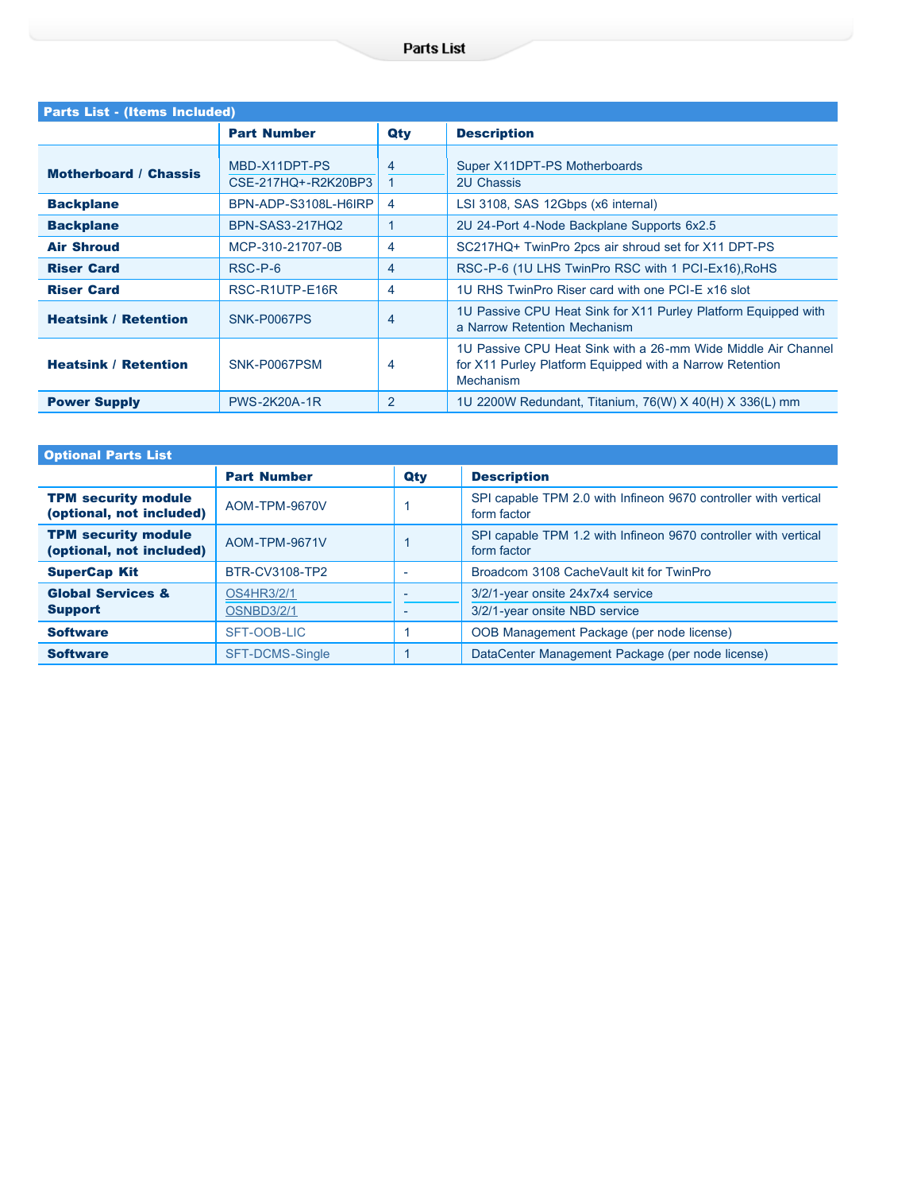## Parts List

| Parts List - (Items Included) | Part Number | Qty | Description |
|---|---|---|---|
| **Motherboard / Chassis** | MBD-X11DPT-PS | 4 | Super X11DPT-PS Motherboards |
| | CSE-217HQ+-R2K20BP3 | 1 | 2U Chassis |
| **Backplane** | BPN-ADP-S3108L-H6IRP | 4 | LSI 3108, SAS 12Gbps (x6 internal) |
| **Backplane** | BPN-SAS3-217HQ2 | 1 | 2U 24-Port 4-Node Backplane Supports 6x2.5 |
| **Air Shroud** | MCP-310-21707-0B | 4 | SC217HQ+ TwinPro 2pcs air shroud set for X11 DPT-PS |
| **Riser Card** | RSC-P-6 | 4 | RSC-P-6 (1U LHS TwinPro RSC with 1 PCI-Ex16),RoHS |
| **Riser Card** | RSC-R1UTP-E16R | 4 | 1U RHS TwinPro Riser card with one PCI-E x16 slot |
| **Heatsink / Retention** | SNK-P0067PS | 4 | 1U Passive CPU Heat Sink for X11 Purley Platform Equipped with a Narrow Retention Mechanism |
| **Heatsink / Retention** | SNK-P0067PSM | 4 | 1U Passive CPU Heat Sink with a 26-mm Wide Middle Air Channel for X11 Purley Platform Equipped with a Narrow Retention Mechanism |
| **Power Supply** | PWS-2K20A-1R | 2 | 1U 2200W Redundant, Titanium, 76(W) X 40(H) X 336(L) mm |

| Optional Parts List | Part Number | Qty | Description |
|---|---|---|---|
| **TPM security module (optional, not included)** | AOM-TPM-9670V | 1 | SPI capable TPM 2.0 with Infineon 9670 controller with vertical form factor |
| **TPM security module (optional, not included)** | AOM-TPM-9671V | 1 | SPI capable TPM 1.2 with Infineon 9670 controller with vertical form factor |
| **SuperCap Kit** | BTR-CV3108-TP2 | - | Broadcom 3108 CacheVault kit for TwinPro |
| **Global Services & Support** | OS4HR3/2/1 | - | 3/2/1-year onsite 24x7x4 service |
| | OSNBD3/2/1 | - | 3/2/1-year onsite NBD service |
| **Software** | SFT-OOB-LIC | 1 | OOB Management Package (per node license) |
| **Software** | SFT-DCMS-Single | 1 | DataCenter Management Package (per node license) |